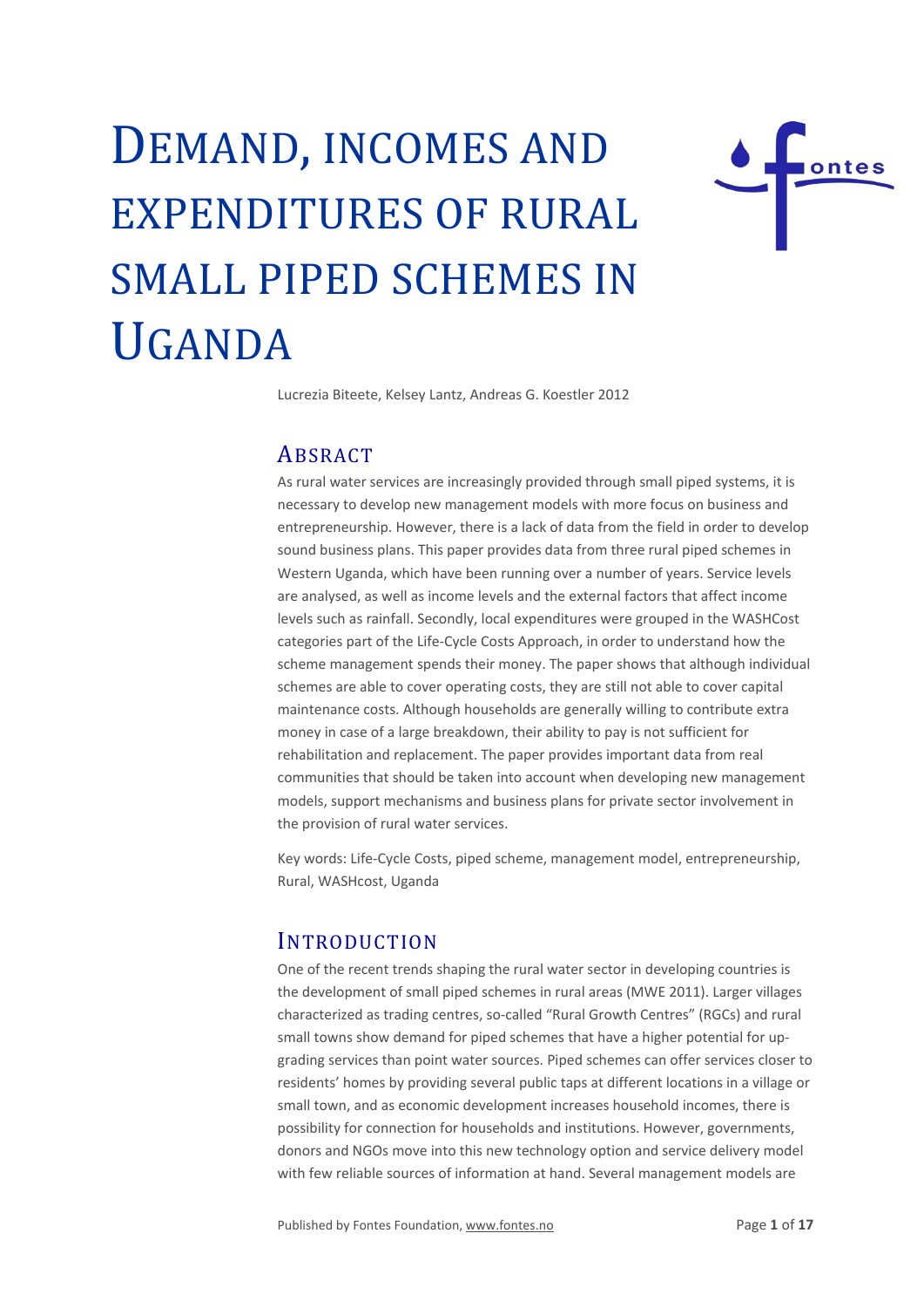# DEMAND, INCOMES AND EXPENDITURES OF RURAL SMALL PIPED SCHEMES IN UGANDA

Lucrezia Biteete, Kelsey Lantz, Andreas G. Koestler 2012

## ABSRACT

As rural water services are increasingly provided through small piped systems, it is necessary to develop new management models with more focus on business and entrepreneurship. However, there is a lack of data from the field in order to develop sound business plans. This paper provides data from three rural piped schemes in Western Uganda, which have been running over a number of years. Service levels are analysed, as well as income levels and the external factors that affect income levels such as rainfall. Secondly, local expenditures were grouped in the WASHCost categories part of the Life-Cycle Costs Approach, in order to understand how the scheme management spends their money. The paper shows that although individual schemes are able to cover operating costs, they are still not able to cover capital maintenance costs. Although households are generally willing to contribute extra money in case of a large breakdown, their ability to pay is not sufficient for rehabilitation and replacement. The paper provides important data from real communities that should be taken into account when developing new management models, support mechanisms and business plans for private sector involvement in the provision of rural water services.

Key words: Life-Cycle Costs, piped scheme, management model, entrepreneurship, Rural, WASHcost, Uganda

## INTRODUCTION

One of the recent trends shaping the rural water sector in developing countries is the development of small piped schemes in rural areas (MWE 2011). Larger villages characterized as trading centres, so-called "Rural Growth Centres" (RGCs) and rural small towns show demand for piped schemes that have a higher potential for up-grading services than point water sources. Piped schemes can offer services closer to residents' homes by providing several public taps at different locations in a village or small town, and as economic development increases household incomes, there is possibility for connection for households and institutions. However, governments, donors and NGOs move into this new technology option and service delivery model with few reliable sources of information at hand. Several management models are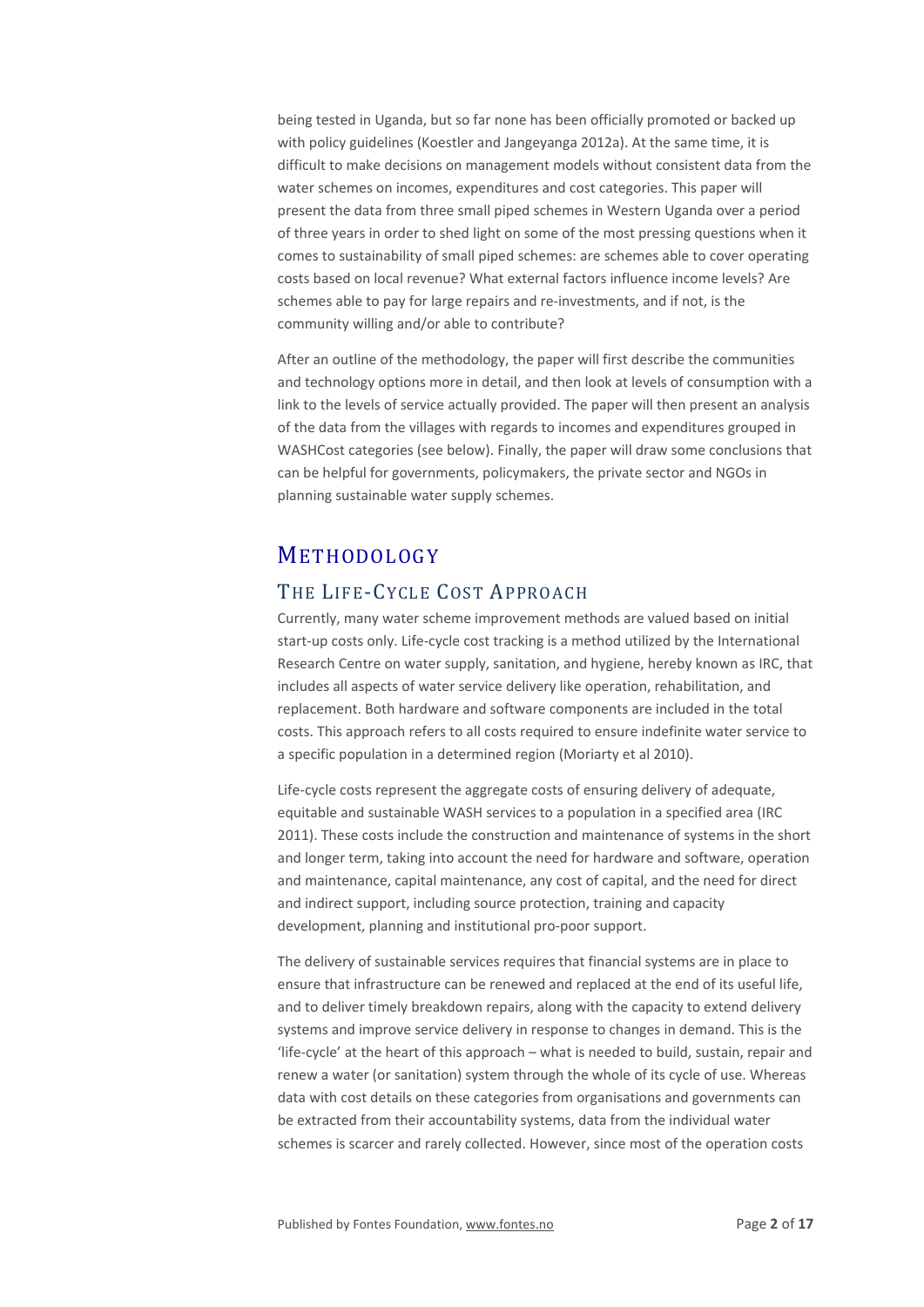being tested in Uganda, but so far none has been officially promoted or backed up with policy guidelines (Koestler and Jangeyanga 2012a). At the same time, it is difficult to make decisions on management models without consistent data from the water schemes on incomes, expenditures and cost categories. This paper will present the data from three small piped schemes in Western Uganda over a period of three years in order to shed light on some of the most pressing questions when it comes to sustainability of small piped schemes: are schemes able to cover operating costs based on local revenue? What external factors influence income levels? Are schemes able to pay for large repairs and re-investments, and if not, is the community willing and/or able to contribute?

After an outline of the methodology, the paper will first describe the communities and technology options more in detail, and then look at levels of consumption with a link to the levels of service actually provided. The paper will then present an analysis of the data from the villages with regards to incomes and expenditures grouped in WASHCost categories (see below). Finally, the paper will draw some conclusions that can be helpful for governments, policymakers, the private sector and NGOs in planning sustainable water supply schemes.

# Methodology

## The Life-Cycle Cost Approach

Currently, many water scheme improvement methods are valued based on initial start-up costs only. Life-cycle cost tracking is a method utilized by the International Research Centre on water supply, sanitation, and hygiene, hereby known as IRC, that includes all aspects of water service delivery like operation, rehabilitation, and replacement. Both hardware and software components are included in the total costs. This approach refers to all costs required to ensure indefinite water service to a specific population in a determined region (Moriarty et al 2010).

Life-cycle costs represent the aggregate costs of ensuring delivery of adequate, equitable and sustainable WASH services to a population in a specified area (IRC 2011). These costs include the construction and maintenance of systems in the short and longer term, taking into account the need for hardware and software, operation and maintenance, capital maintenance, any cost of capital, and the need for direct and indirect support, including source protection, training and capacity development, planning and institutional pro-poor support.

The delivery of sustainable services requires that financial systems are in place to ensure that infrastructure can be renewed and replaced at the end of its useful life, and to deliver timely breakdown repairs, along with the capacity to extend delivery systems and improve service delivery in response to changes in demand. This is the 'life-cycle' at the heart of this approach – what is needed to build, sustain, repair and renew a water (or sanitation) system through the whole of its cycle of use. Whereas data with cost details on these categories from organisations and governments can be extracted from their accountability systems, data from the individual water schemes is scarcer and rarely collected. However, since most of the operation costs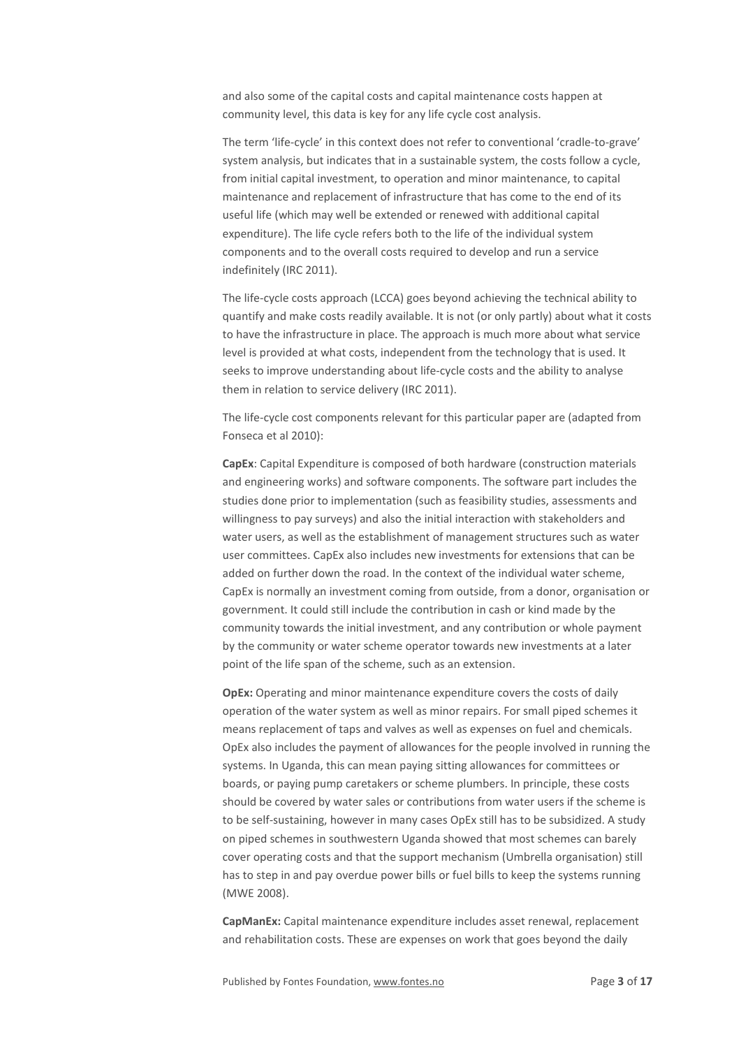and also some of the capital costs and capital maintenance costs happen at community level, this data is key for any life cycle cost analysis.

The term 'life-cycle' in this context does not refer to conventional 'cradle-to-grave' system analysis, but indicates that in a sustainable system, the costs follow a cycle, from initial capital investment, to operation and minor maintenance, to capital maintenance and replacement of infrastructure that has come to the end of its useful life (which may well be extended or renewed with additional capital expenditure). The life cycle refers both to the life of the individual system components and to the overall costs required to develop and run a service indefinitely (IRC 2011).

The life-cycle costs approach (LCCA) goes beyond achieving the technical ability to quantify and make costs readily available. It is not (or only partly) about what it costs to have the infrastructure in place. The approach is much more about what service level is provided at what costs, independent from the technology that is used. It seeks to improve understanding about life-cycle costs and the ability to analyse them in relation to service delivery (IRC 2011).

The life-cycle cost components relevant for this particular paper are (adapted from Fonseca et al 2010):

**CapEx**: Capital Expenditure is composed of both hardware (construction materials and engineering works) and software components. The software part includes the studies done prior to implementation (such as feasibility studies, assessments and willingness to pay surveys) and also the initial interaction with stakeholders and water users, as well as the establishment of management structures such as water user committees. CapEx also includes new investments for extensions that can be added on further down the road. In the context of the individual water scheme, CapEx is normally an investment coming from outside, from a donor, organisation or government. It could still include the contribution in cash or kind made by the community towards the initial investment, and any contribution or whole payment by the community or water scheme operator towards new investments at a later point of the life span of the scheme, such as an extension.

**OpEx:** Operating and minor maintenance expenditure covers the costs of daily operation of the water system as well as minor repairs. For small piped schemes it means replacement of taps and valves as well as expenses on fuel and chemicals. OpEx also includes the payment of allowances for the people involved in running the systems. In Uganda, this can mean paying sitting allowances for committees or boards, or paying pump caretakers or scheme plumbers. In principle, these costs should be covered by water sales or contributions from water users if the scheme is to be self-sustaining, however in many cases OpEx still has to be subsidized. A study on piped schemes in southwestern Uganda showed that most schemes can barely cover operating costs and that the support mechanism (Umbrella organisation) still has to step in and pay overdue power bills or fuel bills to keep the systems running (MWE 2008).

**CapManEx:** Capital maintenance expenditure includes asset renewal, replacement and rehabilitation costs. These are expenses on work that goes beyond the daily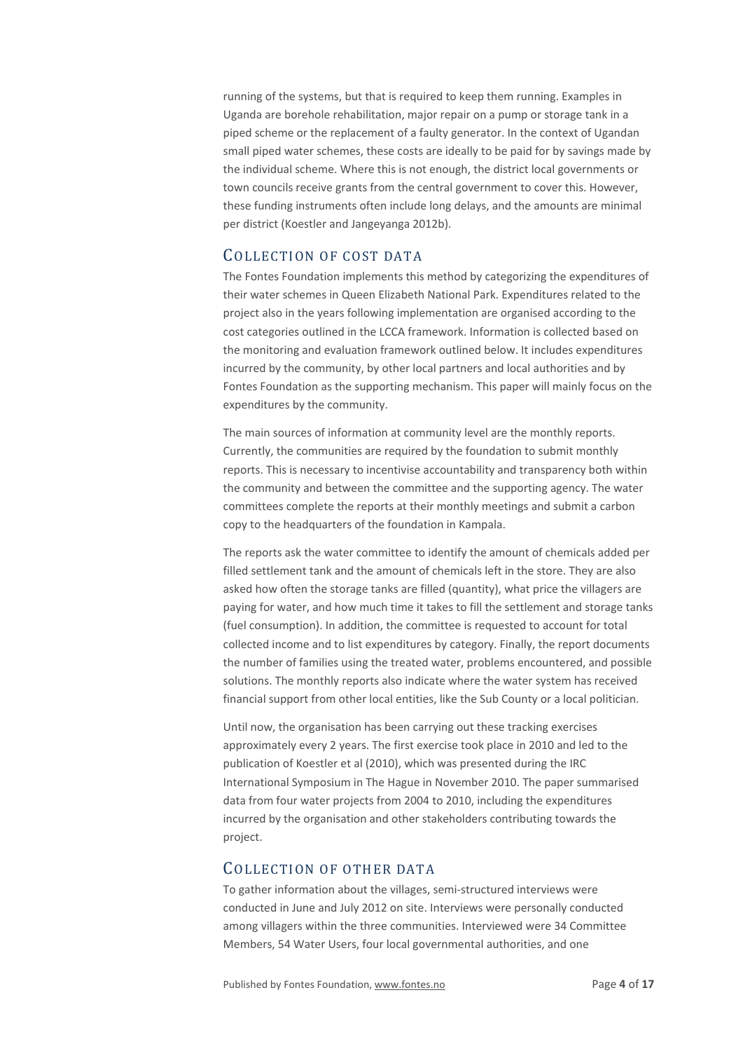running of the systems, but that is required to keep them running. Examples in Uganda are borehole rehabilitation, major repair on a pump or storage tank in a piped scheme or the replacement of a faulty generator. In the context of Ugandan small piped water schemes, these costs are ideally to be paid for by savings made by the individual scheme. Where this is not enough, the district local governments or town councils receive grants from the central government to cover this. However, these funding instruments often include long delays, and the amounts are minimal per district (Koestler and Jangeyanga 2012b).

## Collection of cost data

The Fontes Foundation implements this method by categorizing the expenditures of their water schemes in Queen Elizabeth National Park. Expenditures related to the project also in the years following implementation are organised according to the cost categories outlined in the LCCA framework. Information is collected based on the monitoring and evaluation framework outlined below. It includes expenditures incurred by the community, by other local partners and local authorities and by Fontes Foundation as the supporting mechanism. This paper will mainly focus on the expenditures by the community.

The main sources of information at community level are the monthly reports. Currently, the communities are required by the foundation to submit monthly reports. This is necessary to incentivise accountability and transparency both within the community and between the committee and the supporting agency. The water committees complete the reports at their monthly meetings and submit a carbon copy to the headquarters of the foundation in Kampala.

The reports ask the water committee to identify the amount of chemicals added per filled settlement tank and the amount of chemicals left in the store. They are also asked how often the storage tanks are filled (quantity), what price the villagers are paying for water, and how much time it takes to fill the settlement and storage tanks (fuel consumption). In addition, the committee is requested to account for total collected income and to list expenditures by category. Finally, the report documents the number of families using the treated water, problems encountered, and possible solutions. The monthly reports also indicate where the water system has received financial support from other local entities, like the Sub County or a local politician.

Until now, the organisation has been carrying out these tracking exercises approximately every 2 years. The first exercise took place in 2010 and led to the publication of Koestler et al (2010), which was presented during the IRC International Symposium in The Hague in November 2010. The paper summarised data from four water projects from 2004 to 2010, including the expenditures incurred by the organisation and other stakeholders contributing towards the project.

## Collection of other data

To gather information about the villages, semi-structured interviews were conducted in June and July 2012 on site. Interviews were personally conducted among villagers within the three communities. Interviewed were 34 Committee Members, 54 Water Users, four local governmental authorities, and one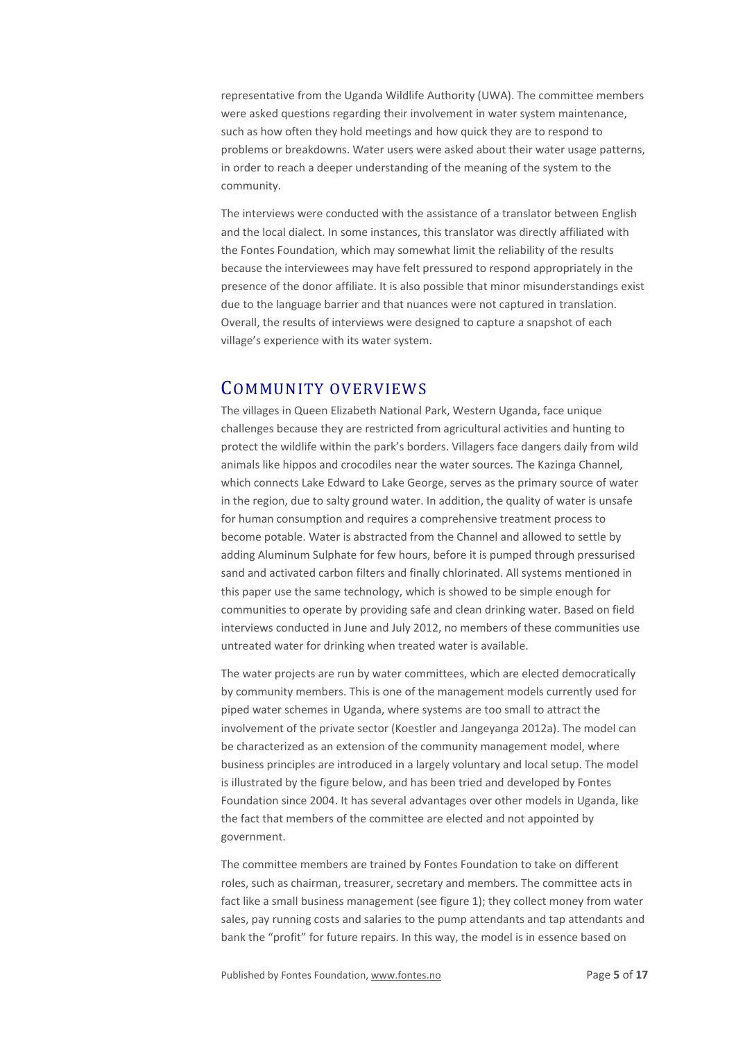representative from the Uganda Wildlife Authority (UWA). The committee members were asked questions regarding their involvement in water system maintenance, such as how often they hold meetings and how quick they are to respond to problems or breakdowns. Water users were asked about their water usage patterns, in order to reach a deeper understanding of the meaning of the system to the community.

The interviews were conducted with the assistance of a translator between English and the local dialect. In some instances, this translator was directly affiliated with the Fontes Foundation, which may somewhat limit the reliability of the results because the interviewees may have felt pressured to respond appropriately in the presence of the donor affiliate. It is also possible that minor misunderstandings exist due to the language barrier and that nuances were not captured in translation. Overall, the results of interviews were designed to capture a snapshot of each village's experience with its water system.

## Community overviews

The villages in Queen Elizabeth National Park, Western Uganda, face unique challenges because they are restricted from agricultural activities and hunting to protect the wildlife within the park's borders. Villagers face dangers daily from wild animals like hippos and crocodiles near the water sources. The Kazinga Channel, which connects Lake Edward to Lake George, serves as the primary source of water in the region, due to salty ground water. In addition, the quality of water is unsafe for human consumption and requires a comprehensive treatment process to become potable. Water is abstracted from the Channel and allowed to settle by adding Aluminum Sulphate for few hours, before it is pumped through pressurised sand and activated carbon filters and finally chlorinated. All systems mentioned in this paper use the same technology, which is showed to be simple enough for communities to operate by providing safe and clean drinking water. Based on field interviews conducted in June and July 2012, no members of these communities use untreated water for drinking when treated water is available.

The water projects are run by water committees, which are elected democratically by community members. This is one of the management models currently used for piped water schemes in Uganda, where systems are too small to attract the involvement of the private sector (Koestler and Jangeyanga 2012a). The model can be characterized as an extension of the community management model, where business principles are introduced in a largely voluntary and local setup. The model is illustrated by the figure below, and has been tried and developed by Fontes Foundation since 2004. It has several advantages over other models in Uganda, like the fact that members of the committee are elected and not appointed by government.

The committee members are trained by Fontes Foundation to take on different roles, such as chairman, treasurer, secretary and members. The committee acts in fact like a small business management (see figure 1); they collect money from water sales, pay running costs and salaries to the pump attendants and tap attendants and bank the "profit" for future repairs. In this way, the model is in essence based on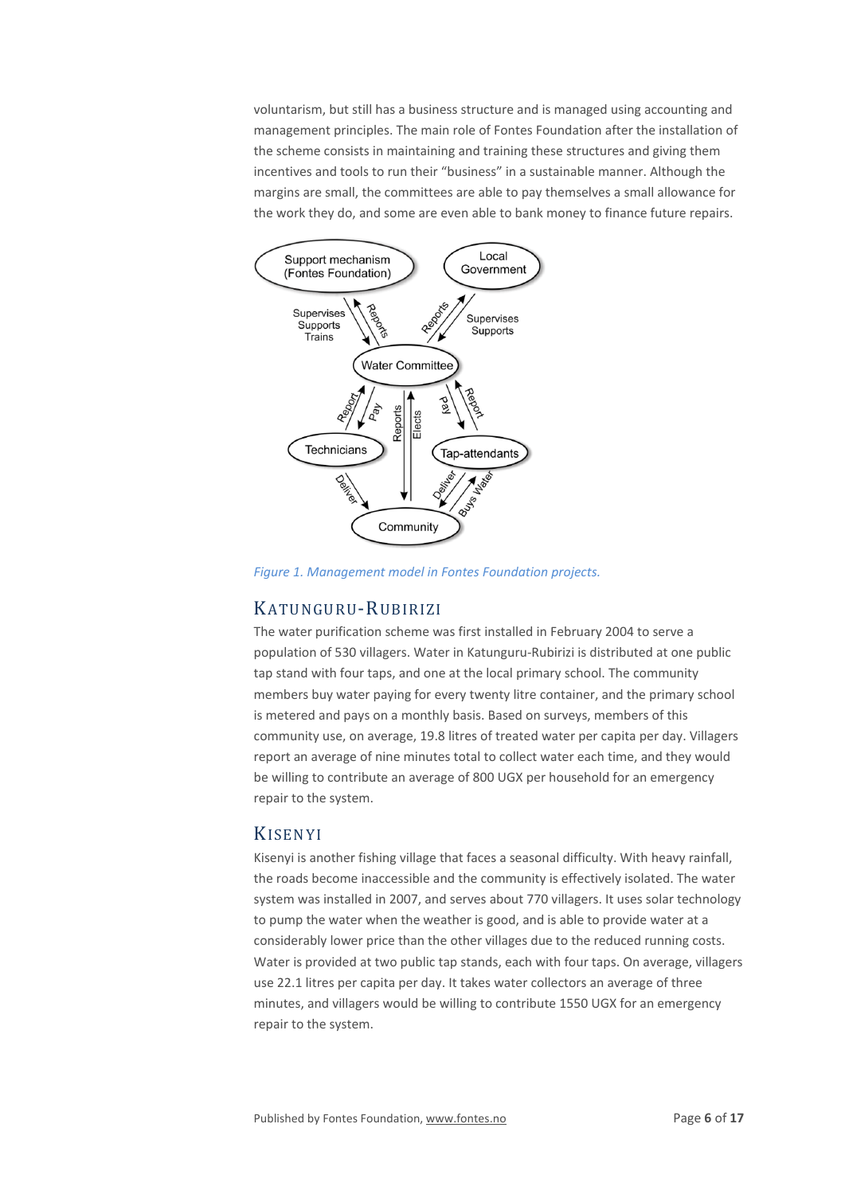voluntarism, but still has a business structure and is managed using accounting and management principles. The main role of Fontes Foundation after the installation of the scheme consists in maintaining and training these structures and giving them incentives and tools to run their "business" in a sustainable manner. Although the margins are small, the committees are able to pay themselves a small allowance for the work they do, and some are even able to bank money to finance future repairs.

*Figure 1. Management model in Fontes Foundation projects.*

## KATUNGURU-RUBIRIZI

The water purification scheme was first installed in February 2004 to serve a population of 530 villagers. Water in Katunguru-Rubirizi is distributed at one public tap stand with four taps, and one at the local primary school. The community members buy water paying for every twenty litre container, and the primary school is metered and pays on a monthly basis. Based on surveys, members of this community use, on average, 19.8 litres of treated water per capita per day. Villagers report an average of nine minutes total to collect water each time, and they would be willing to contribute an average of 800 UGX per household for an emergency repair to the system.

## KISENYI

Kisenyi is another fishing village that faces a seasonal difficulty. With heavy rainfall, the roads become inaccessible and the community is effectively isolated. The water system was installed in 2007, and serves about 770 villagers. It uses solar technology to pump the water when the weather is good, and is able to provide water at a considerably lower price than the other villages due to the reduced running costs. Water is provided at two public tap stands, each with four taps. On average, villagers use 22.1 litres per capita per day. It takes water collectors an average of three minutes, and villagers would be willing to contribute 1550 UGX for an emergency repair to the system.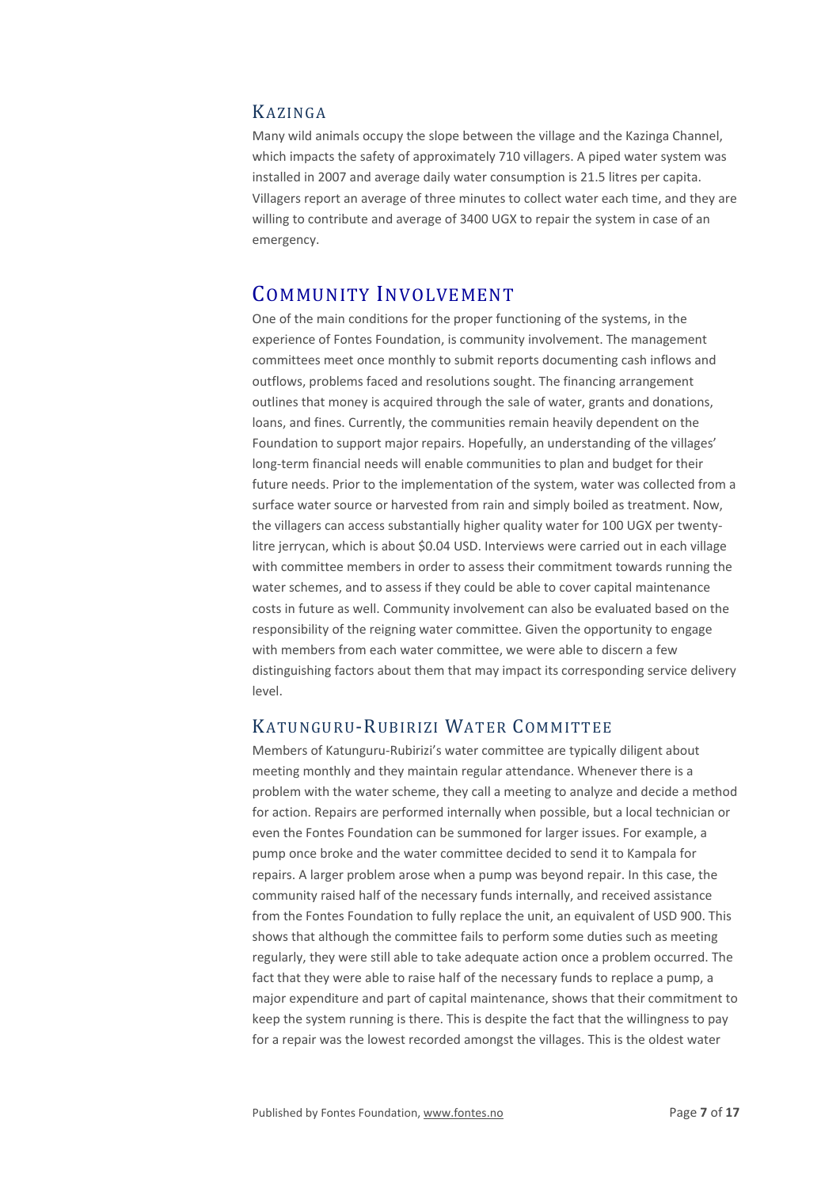### Kazinga

Many wild animals occupy the slope between the village and the Kazinga Channel, which impacts the safety of approximately 710 villagers. A piped water system was installed in 2007 and average daily water consumption is 21.5 litres per capita. Villagers report an average of three minutes to collect water each time, and they are willing to contribute and average of 3400 UGX to repair the system in case of an emergency.

## Community Involvement

One of the main conditions for the proper functioning of the systems, in the experience of Fontes Foundation, is community involvement. The management committees meet once monthly to submit reports documenting cash inflows and outflows, problems faced and resolutions sought. The financing arrangement outlines that money is acquired through the sale of water, grants and donations, loans, and fines. Currently, the communities remain heavily dependent on the Foundation to support major repairs. Hopefully, an understanding of the villages' long-term financial needs will enable communities to plan and budget for their future needs. Prior to the implementation of the system, water was collected from a surface water source or harvested from rain and simply boiled as treatment. Now, the villagers can access substantially higher quality water for 100 UGX per twenty-litre jerrycan, which is about $0.04 USD. Interviews were carried out in each village with committee members in order to assess their commitment towards running the water schemes, and to assess if they could be able to cover capital maintenance costs in future as well. Community involvement can also be evaluated based on the responsibility of the reigning water committee. Given the opportunity to engage with members from each water committee, we were able to discern a few distinguishing factors about them that may impact its corresponding service delivery level.

### Katunguru-Rubirizi Water Committee

Members of Katunguru-Rubirizi's water committee are typically diligent about meeting monthly and they maintain regular attendance. Whenever there is a problem with the water scheme, they call a meeting to analyze and decide a method for action. Repairs are performed internally when possible, but a local technician or even the Fontes Foundation can be summoned for larger issues. For example, a pump once broke and the water committee decided to send it to Kampala for repairs. A larger problem arose when a pump was beyond repair. In this case, the community raised half of the necessary funds internally, and received assistance from the Fontes Foundation to fully replace the unit, an equivalent of USD 900. This shows that although the committee fails to perform some duties such as meeting regularly, they were still able to take adequate action once a problem occurred. The fact that they were able to raise half of the necessary funds to replace a pump, a major expenditure and part of capital maintenance, shows that their commitment to keep the system running is there. This is despite the fact that the willingness to pay for a repair was the lowest recorded amongst the villages. This is the oldest water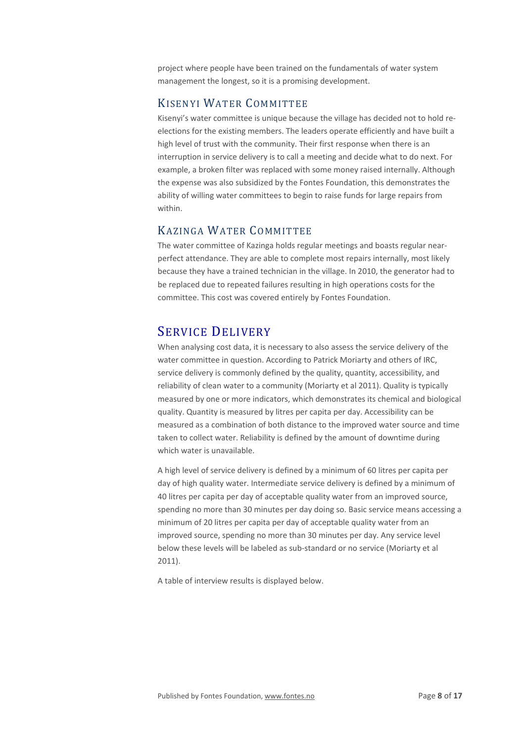project where people have been trained on the fundamentals of water system management the longest, so it is a promising development.

### Kisenyi Water Committee

Kisenyi's water committee is unique because the village has decided not to hold re-elections for the existing members. The leaders operate efficiently and have built a high level of trust with the community. Their first response when there is an interruption in service delivery is to call a meeting and decide what to do next. For example, a broken filter was replaced with some money raised internally. Although the expense was also subsidized by the Fontes Foundation, this demonstrates the ability of willing water committees to begin to raise funds for large repairs from within.

### Kazinga Water Committee

The water committee of Kazinga holds regular meetings and boasts regular near-perfect attendance. They are able to complete most repairs internally, most likely because they have a trained technician in the village. In 2010, the generator had to be replaced due to repeated failures resulting in high operations costs for the committee. This cost was covered entirely by Fontes Foundation.

## Service Delivery

When analysing cost data, it is necessary to also assess the service delivery of the water committee in question. According to Patrick Moriarty and others of IRC, service delivery is commonly defined by the quality, quantity, accessibility, and reliability of clean water to a community (Moriarty et al 2011). Quality is typically measured by one or more indicators, which demonstrates its chemical and biological quality. Quantity is measured by litres per capita per day. Accessibility can be measured as a combination of both distance to the improved water source and time taken to collect water. Reliability is defined by the amount of downtime during which water is unavailable.

A high level of service delivery is defined by a minimum of 60 litres per capita per day of high quality water. Intermediate service delivery is defined by a minimum of 40 litres per capita per day of acceptable quality water from an improved source, spending no more than 30 minutes per day doing so. Basic service means accessing a minimum of 20 litres per capita per day of acceptable quality water from an improved source, spending no more than 30 minutes per day. Any service level below these levels will be labeled as sub-standard or no service (Moriarty et al 2011).

A table of interview results is displayed below.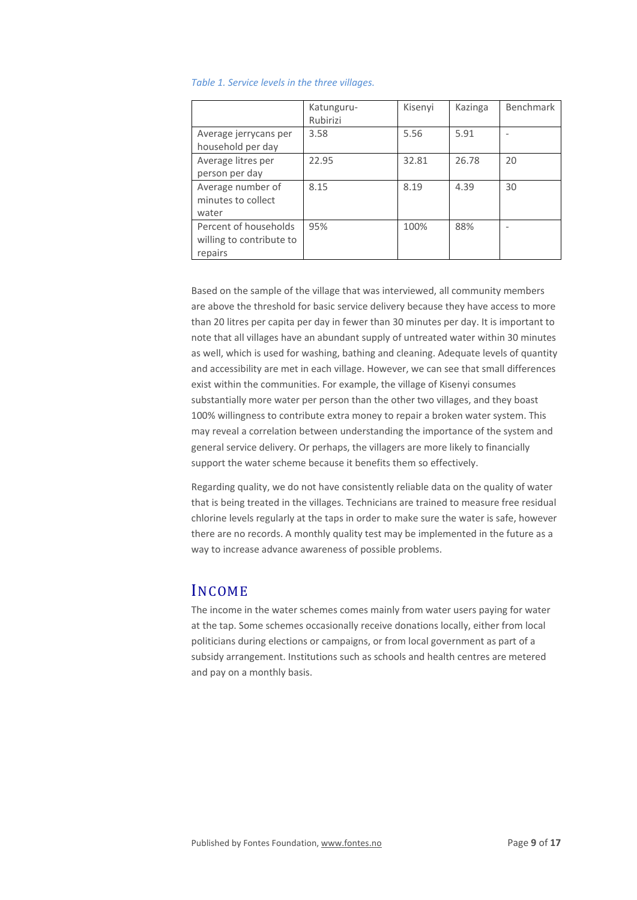*Table 1. Service levels in the three villages.*

| | Katunguru-Rubirizi | Kisenyi | Kazinga | Benchmark |
|---|---|---|---|---|
| Average jerrycans per household per day | 3.58 | 5.56 | 5.91 | - |
| Average litres per person per day | 22.95 | 32.81 | 26.78 | 20 |
| Average number of minutes to collect water | 8.15 | 8.19 | 4.39 | 30 |
| Percent of households willing to contribute to repairs | 95% | 100% | 88% | - |

Based on the sample of the village that was interviewed, all community members are above the threshold for basic service delivery because they have access to more than 20 litres per capita per day in fewer than 30 minutes per day. It is important to note that all villages have an abundant supply of untreated water within 30 minutes as well, which is used for washing, bathing and cleaning. Adequate levels of quantity and accessibility are met in each village. However, we can see that small differences exist within the communities. For example, the village of Kisenyi consumes substantially more water per person than the other two villages, and they boast 100% willingness to contribute extra money to repair a broken water system. This may reveal a correlation between understanding the importance of the system and general service delivery. Or perhaps, the villagers are more likely to financially support the water scheme because it benefits them so effectively.

Regarding quality, we do not have consistently reliable data on the quality of water that is being treated in the villages. Technicians are trained to measure free residual chlorine levels regularly at the taps in order to make sure the water is safe, however there are no records. A monthly quality test may be implemented in the future as a way to increase advance awareness of possible problems.

# INCOME

The income in the water schemes comes mainly from water users paying for water at the tap. Some schemes occasionally receive donations locally, either from local politicians during elections or campaigns, or from local government as part of a subsidy arrangement. Institutions such as schools and health centres are metered and pay on a monthly basis.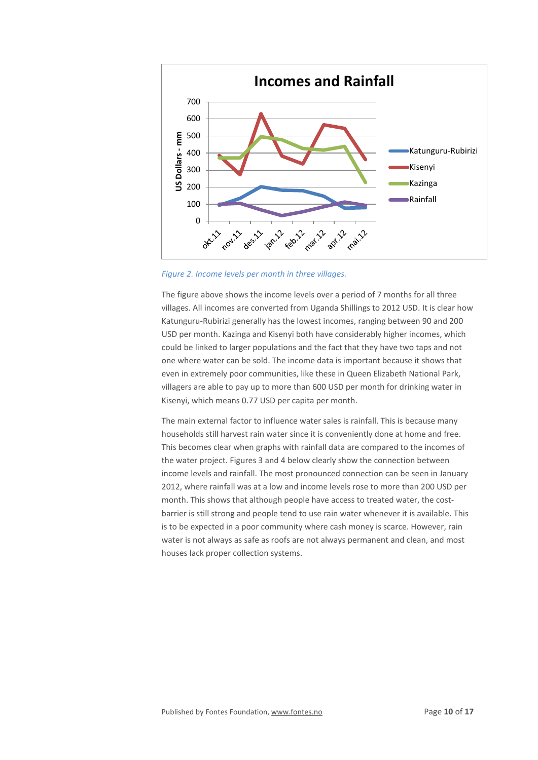Figure 2. Income levels per month in three villages.

The figure above shows the income levels over a period of 7 months for all three villages. All incomes are converted from Uganda Shillings to 2012 USD. It is clear how Katunguru-Rubirizi generally has the lowest incomes, ranging between 90 and 200 USD per month. Kazinga and Kisenyi both have considerably higher incomes, which could be linked to larger populations and the fact that they have two taps and not one where water can be sold. The income data is important because it shows that even in extremely poor communities, like these in Queen Elizabeth National Park, villagers are able to pay up to more than 600 USD per month for drinking water in Kisenyi, which means 0.77 USD per capita per month.

The main external factor to influence water sales is rainfall. This is because many households still harvest rain water since it is conveniently done at home and free. This becomes clear when graphs with rainfall data are compared to the incomes of the water project. Figures 3 and 4 below clearly show the connection between income levels and rainfall. The most pronounced connection can be seen in January 2012, where rainfall was at a low and income levels rose to more than 200 USD per month. This shows that although people have access to treated water, the cost-barrier is still strong and people tend to use rain water whenever it is available. This is to be expected in a poor community where cash money is scarce. However, rain water is not always as safe as roofs are not always permanent and clean, and most houses lack proper collection systems.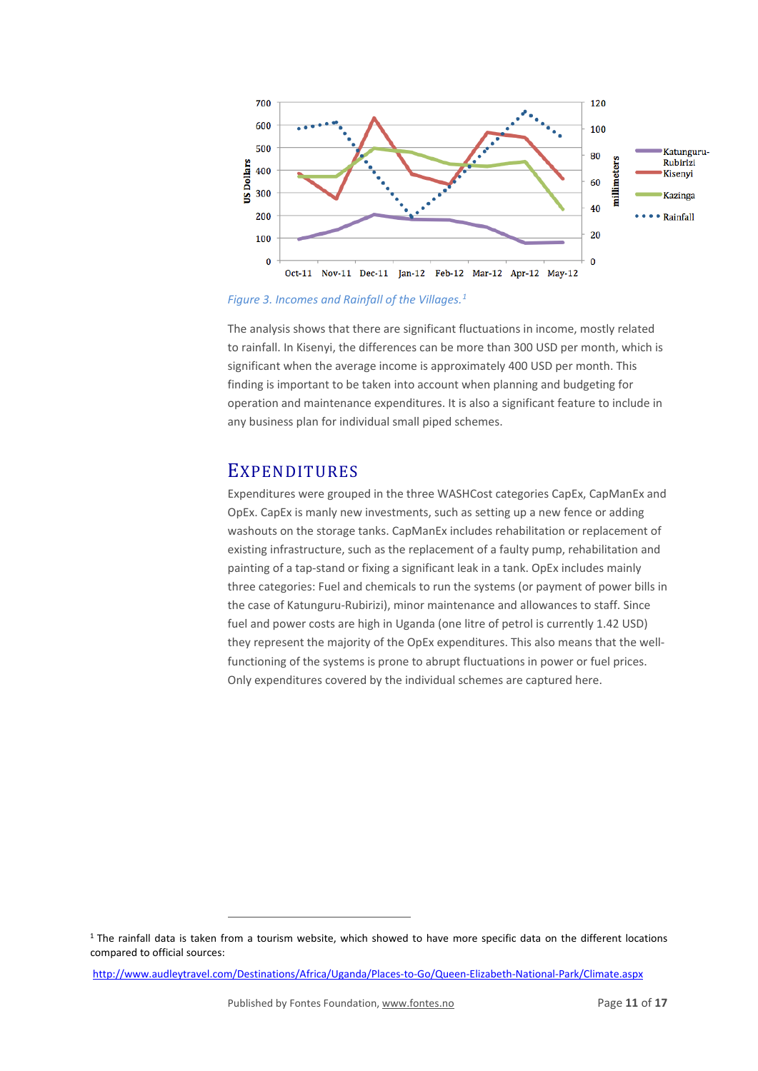Figure 3. Incomes and Rainfall of the Villages.[1]

The analysis shows that there are significant fluctuations in income, mostly related to rainfall. In Kisenyi, the differences can be more than 300 USD per month, which is significant when the average income is approximately 400 USD per month. This finding is important to be taken into account when planning and budgeting for operation and maintenance expenditures. It is also a significant feature to include in any business plan for individual small piped schemes.

## Expenditures

Expenditures were grouped in the three WASHCost categories CapEx, CapManEx and OpEx. CapEx is manly new investments, such as setting up a new fence or adding washouts on the storage tanks. CapManEx includes rehabilitation or replacement of existing infrastructure, such as the replacement of a faulty pump, rehabilitation and painting of a tap-stand or fixing a significant leak in a tank. OpEx includes mainly three categories: Fuel and chemicals to run the systems (or payment of power bills in the case of Katunguru-Rubirizi), minor maintenance and allowances to staff. Since fuel and power costs are high in Uganda (one litre of petrol is currently 1.42 USD) they represent the majority of the OpEx expenditures. This also means that the well-functioning of the systems is prone to abrupt fluctuations in power or fuel prices. Only expenditures covered by the individual schemes are captured here.

---

[1] The rainfall data is taken from a tourism website, which showed to have more specific data on the different locations compared to official sources:

http://www.audleytravel.com/Destinations/Africa/Uganda/Places-to-Go/Queen-Elizabeth-National-Park/Climate.aspx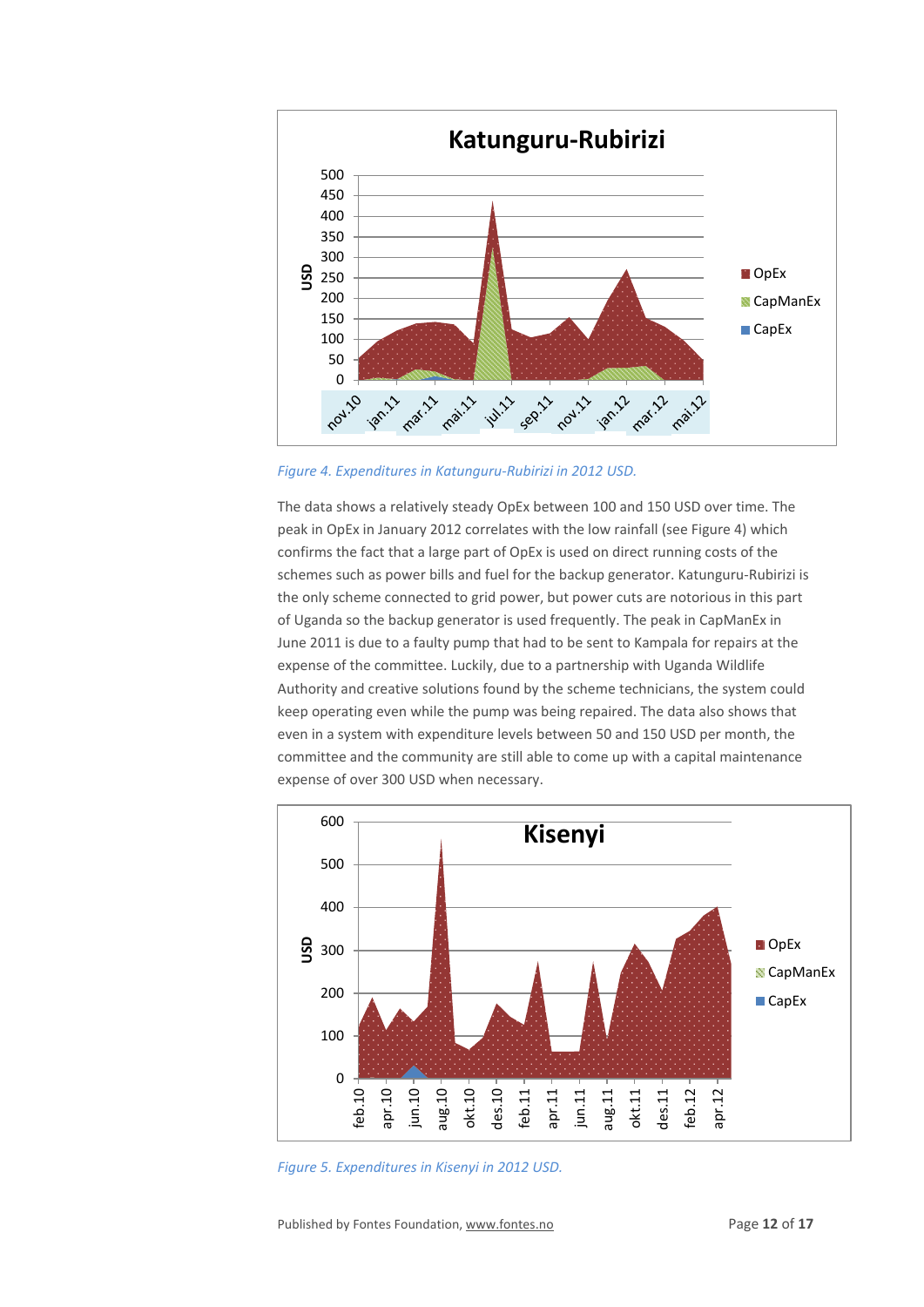*Figure 4. Expenditures in Katunguru-Rubirizi in 2012 USD.*

The data shows a relatively steady OpEx between 100 and 150 USD over time. The peak in OpEx in January 2012 correlates with the low rainfall (see Figure 4) which confirms the fact that a large part of OpEx is used on direct running costs of the schemes such as power bills and fuel for the backup generator. Katunguru-Rubirizi is the only scheme connected to grid power, but power cuts are notorious in this part of Uganda so the backup generator is used frequently. The peak in CapManEx in June 2011 is due to a faulty pump that had to be sent to Kampala for repairs at the expense of the committee. Luckily, due to a partnership with Uganda Wildlife Authority and creative solutions found by the scheme technicians, the system could keep operating even while the pump was being repaired. The data also shows that even in a system with expenditure levels between 50 and 150 USD per month, the committee and the community are still able to come up with a capital maintenance expense of over 300 USD when necessary.

*Figure 5. Expenditures in Kisenyi in 2012 USD.*

Published by Fontes Foundation, www.fontes.no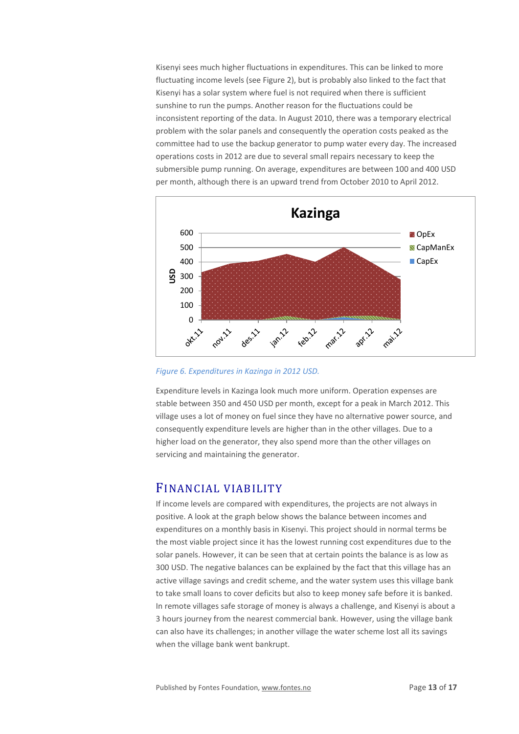Kisenyi sees much higher fluctuations in expenditures. This can be linked to more fluctuating income levels (see Figure 2), but is probably also linked to the fact that Kisenyi has a solar system where fuel is not required when there is sufficient sunshine to run the pumps. Another reason for the fluctuations could be inconsistent reporting of the data. In August 2010, there was a temporary electrical problem with the solar panels and consequently the operation costs peaked as the committee had to use the backup generator to pump water every day. The increased operations costs in 2012 are due to several small repairs necessary to keep the submersible pump running. On average, expenditures are between 100 and 400 USD per month, although there is an upward trend from October 2010 to April 2012.

*Figure 6. Expenditures in Kazinga in 2012 USD.*

Expenditure levels in Kazinga look much more uniform. Operation expenses are stable between 350 and 450 USD per month, except for a peak in March 2012. This village uses a lot of money on fuel since they have no alternative power source, and consequently expenditure levels are higher than in the other villages. Due to a higher load on the generator, they also spend more than the other villages on servicing and maintaining the generator.

## Financial viability

If income levels are compared with expenditures, the projects are not always in positive. A look at the graph below shows the balance between incomes and expenditures on a monthly basis in Kisenyi. This project should in normal terms be the most viable project since it has the lowest running cost expenditures due to the solar panels. However, it can be seen that at certain points the balance is as low as 300 USD. The negative balances can be explained by the fact that this village has an active village savings and credit scheme, and the water system uses this village bank to take small loans to cover deficits but also to keep money safe before it is banked. In remote villages safe storage of money is always a challenge, and Kisenyi is about a 3 hours journey from the nearest commercial bank. However, using the village bank can also have its challenges; in another village the water scheme lost all its savings when the village bank went bankrupt.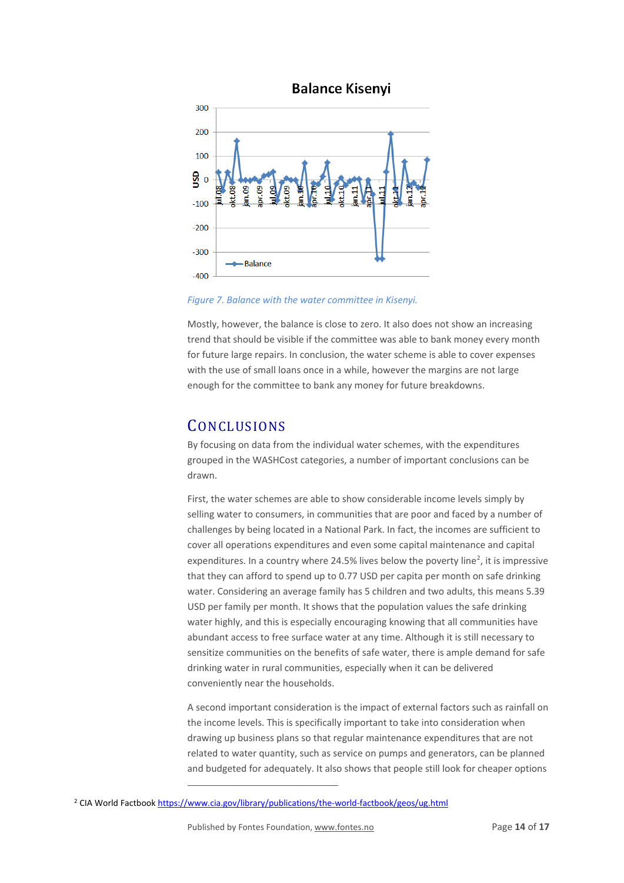Figure 7. Balance with the water committee in Kisenyi.

Mostly, however, the balance is close to zero. It also does not show an increasing trend that should be visible if the committee was able to bank money every month for future large repairs. In conclusion, the water scheme is able to cover expenses with the use of small loans once in a while, however the margins are not large enough for the committee to bank any money for future breakdowns.

## Conclusions

By focusing on data from the individual water schemes, with the expenditures grouped in the WASHCost categories, a number of important conclusions can be drawn.

First, the water schemes are able to show considerable income levels simply by selling water to consumers, in communities that are poor and faced by a number of challenges by being located in a National Park. In fact, the incomes are sufficient to cover all operations expenditures and even some capital maintenance and capital expenditures. In a country where 24.5% lives below the poverty line[2], it is impressive that they can afford to spend up to 0.77 USD per capita per month on safe drinking water. Considering an average family has 5 children and two adults, this means 5.39 USD per family per month. It shows that the population values the safe drinking water highly, and this is especially encouraging knowing that all communities have abundant access to free surface water at any time. Although it is still necessary to sensitize communities on the benefits of safe water, there is ample demand for safe drinking water in rural communities, especially when it can be delivered conveniently near the households.

A second important consideration is the impact of external factors such as rainfall on the income levels. This is specifically important to take into consideration when drawing up business plans so that regular maintenance expenditures that are not related to water quantity, such as service on pumps and generators, can be planned and budgeted for adequately. It also shows that people still look for cheaper options

[2] CIA World Factbook https://www.cia.gov/library/publications/the-world-factbook/geos/ug.html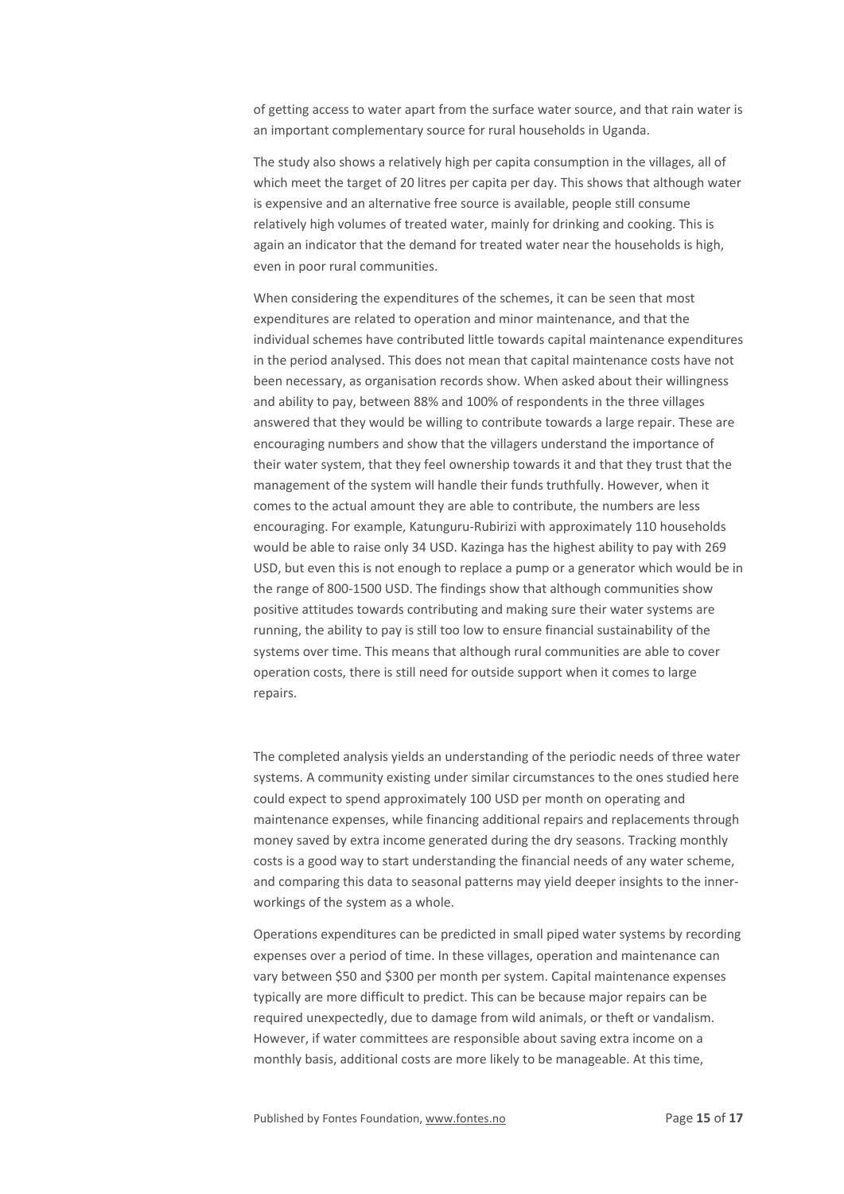of getting access to water apart from the surface water source, and that rain water is an important complementary source for rural households in Uganda.

The study also shows a relatively high per capita consumption in the villages, all of which meet the target of 20 litres per capita per day. This shows that although water is expensive and an alternative free source is available, people still consume relatively high volumes of treated water, mainly for drinking and cooking. This is again an indicator that the demand for treated water near the households is high, even in poor rural communities.

When considering the expenditures of the schemes, it can be seen that most expenditures are related to operation and minor maintenance, and that the individual schemes have contributed little towards capital maintenance expenditures in the period analysed. This does not mean that capital maintenance costs have not been necessary, as organisation records show. When asked about their willingness and ability to pay, between 88% and 100% of respondents in the three villages answered that they would be willing to contribute towards a large repair. These are encouraging numbers and show that the villagers understand the importance of their water system, that they feel ownership towards it and that they trust that the management of the system will handle their funds truthfully. However, when it comes to the actual amount they are able to contribute, the numbers are less encouraging. For example, Katunguru-Rubirizi with approximately 110 households would be able to raise only 34 USD. Kazinga has the highest ability to pay with 269 USD, but even this is not enough to replace a pump or a generator which would be in the range of 800-1500 USD. The findings show that although communities show positive attitudes towards contributing and making sure their water systems are running, the ability to pay is still too low to ensure financial sustainability of the systems over time. This means that although rural communities are able to cover operation costs, there is still need for outside support when it comes to large repairs.

The completed analysis yields an understanding of the periodic needs of three water systems. A community existing under similar circumstances to the ones studied here could expect to spend approximately 100 USD per month on operating and maintenance expenses, while financing additional repairs and replacements through money saved by extra income generated during the dry seasons. Tracking monthly costs is a good way to start understanding the financial needs of any water scheme, and comparing this data to seasonal patterns may yield deeper insights to the inner-workings of the system as a whole.

Operations expenditures can be predicted in small piped water systems by recording expenses over a period of time. In these villages, operation and maintenance can vary between $50 and $300 per month per system. Capital maintenance expenses typically are more difficult to predict. This can be because major repairs can be required unexpectedly, due to damage from wild animals, or theft or vandalism. However, if water committees are responsible about saving extra income on a monthly basis, additional costs are more likely to be manageable. At this time,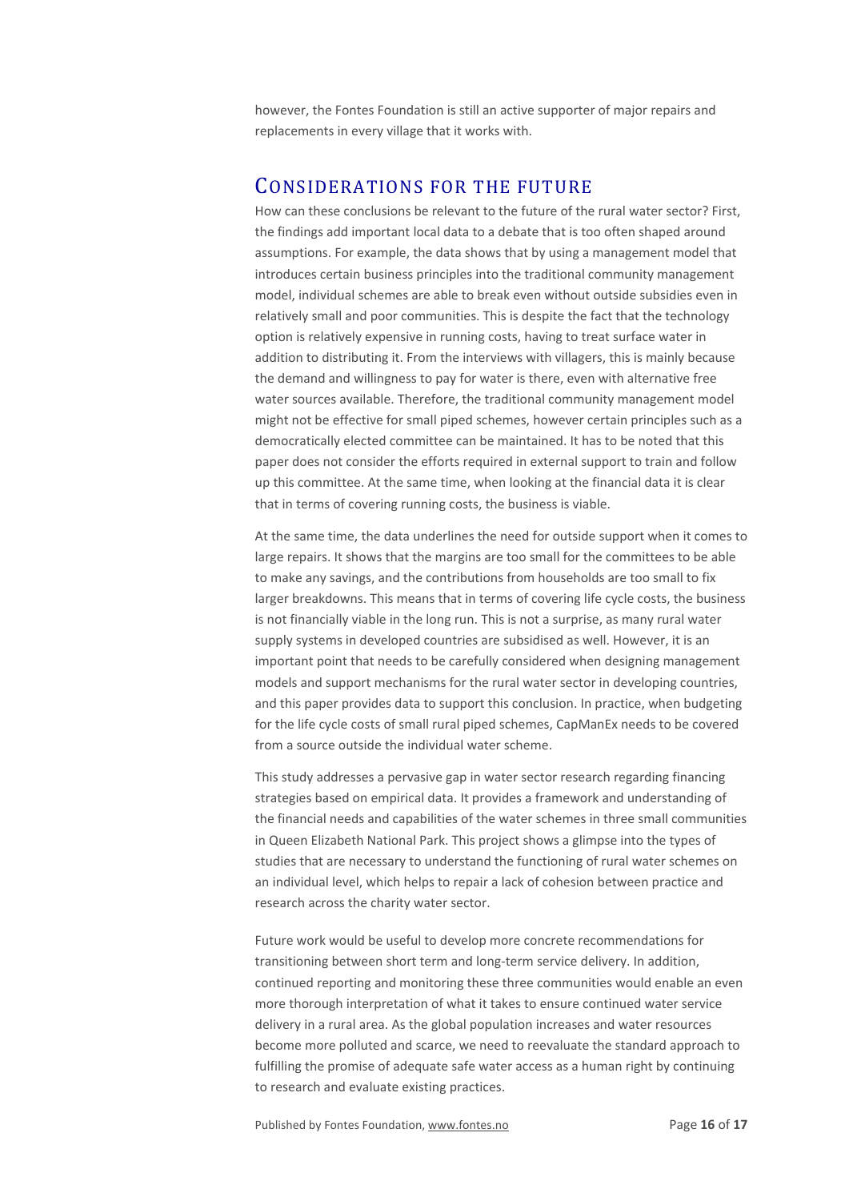however, the Fontes Foundation is still an active supporter of major repairs and replacements in every village that it works with.

## Considerations for the Future

How can these conclusions be relevant to the future of the rural water sector? First, the findings add important local data to a debate that is too often shaped around assumptions. For example, the data shows that by using a management model that introduces certain business principles into the traditional community management model, individual schemes are able to break even without outside subsidies even in relatively small and poor communities. This is despite the fact that the technology option is relatively expensive in running costs, having to treat surface water in addition to distributing it. From the interviews with villagers, this is mainly because the demand and willingness to pay for water is there, even with alternative free water sources available. Therefore, the traditional community management model might not be effective for small piped schemes, however certain principles such as a democratically elected committee can be maintained. It has to be noted that this paper does not consider the efforts required in external support to train and follow up this committee. At the same time, when looking at the financial data it is clear that in terms of covering running costs, the business is viable.

At the same time, the data underlines the need for outside support when it comes to large repairs. It shows that the margins are too small for the committees to be able to make any savings, and the contributions from households are too small to fix larger breakdowns. This means that in terms of covering life cycle costs, the business is not financially viable in the long run. This is not a surprise, as many rural water supply systems in developed countries are subsidised as well. However, it is an important point that needs to be carefully considered when designing management models and support mechanisms for the rural water sector in developing countries, and this paper provides data to support this conclusion. In practice, when budgeting for the life cycle costs of small rural piped schemes, CapManEx needs to be covered from a source outside the individual water scheme.

This study addresses a pervasive gap in water sector research regarding financing strategies based on empirical data. It provides a framework and understanding of the financial needs and capabilities of the water schemes in three small communities in Queen Elizabeth National Park. This project shows a glimpse into the types of studies that are necessary to understand the functioning of rural water schemes on an individual level, which helps to repair a lack of cohesion between practice and research across the charity water sector.

Future work would be useful to develop more concrete recommendations for transitioning between short term and long-term service delivery. In addition, continued reporting and monitoring these three communities would enable an even more thorough interpretation of what it takes to ensure continued water service delivery in a rural area. As the global population increases and water resources become more polluted and scarce, we need to reevaluate the standard approach to fulfilling the promise of adequate safe water access as a human right by continuing to research and evaluate existing practices.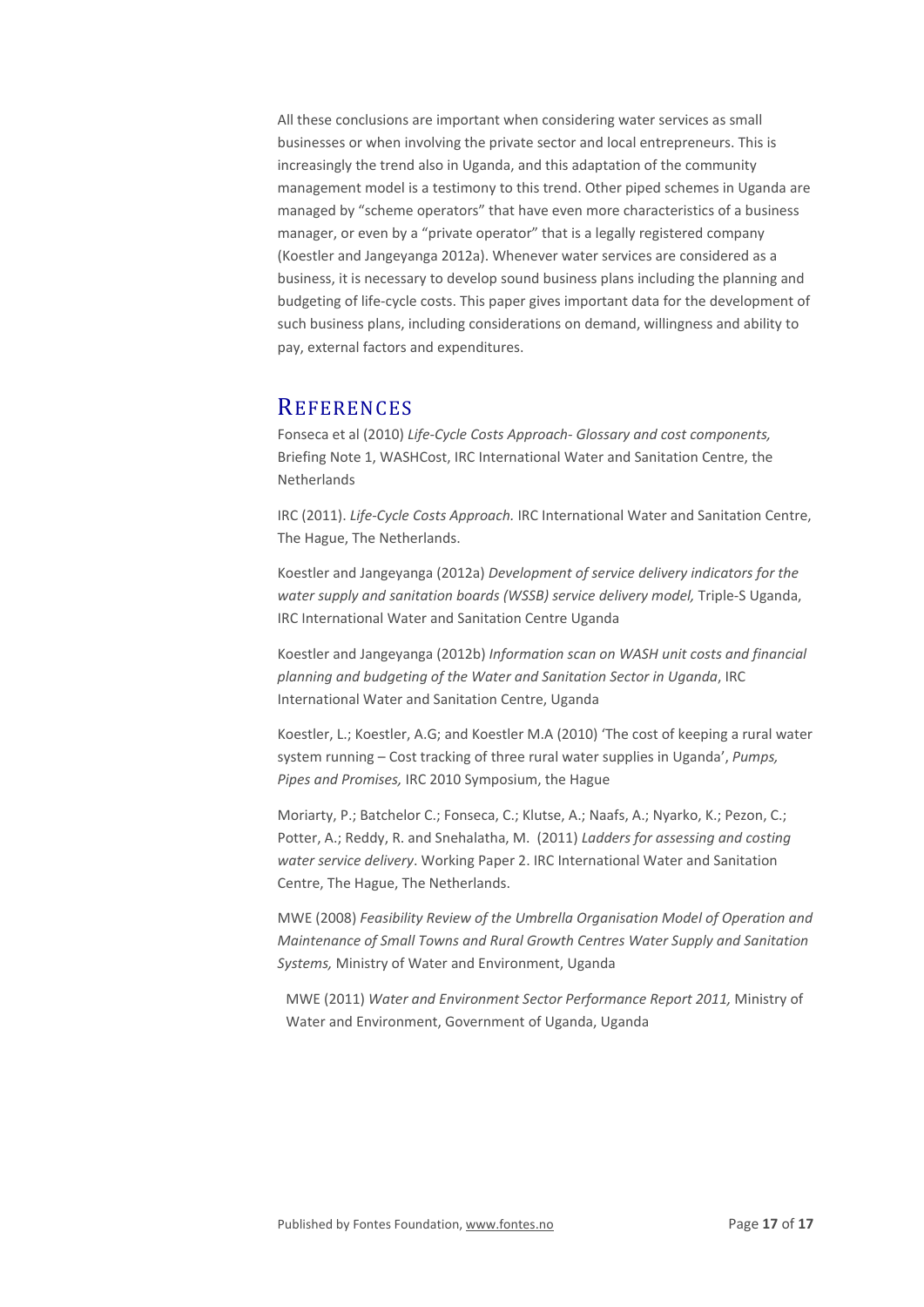All these conclusions are important when considering water services as small businesses or when involving the private sector and local entrepreneurs. This is increasingly the trend also in Uganda, and this adaptation of the community management model is a testimony to this trend. Other piped schemes in Uganda are managed by "scheme operators" that have even more characteristics of a business manager, or even by a "private operator" that is a legally registered company (Koestler and Jangeyanga 2012a). Whenever water services are considered as a business, it is necessary to develop sound business plans including the planning and budgeting of life-cycle costs. This paper gives important data for the development of such business plans, including considerations on demand, willingness and ability to pay, external factors and expenditures.

# References

Fonseca et al (2010) *Life-Cycle Costs Approach- Glossary and cost components,* Briefing Note 1, WASHCost, IRC International Water and Sanitation Centre, the Netherlands

IRC (2011). *Life-Cycle Costs Approach.* IRC International Water and Sanitation Centre, The Hague, The Netherlands.

Koestler and Jangeyanga (2012a) *Development of service delivery indicators for the water supply and sanitation boards (WSSB) service delivery model,* Triple-S Uganda, IRC International Water and Sanitation Centre Uganda

Koestler and Jangeyanga (2012b) *Information scan on WASH unit costs and financial planning and budgeting of the Water and Sanitation Sector in Uganda*, IRC International Water and Sanitation Centre, Uganda

Koestler, L.; Koestler, A.G; and Koestler M.A (2010) 'The cost of keeping a rural water system running – Cost tracking of three rural water supplies in Uganda', *Pumps, Pipes and Promises,* IRC 2010 Symposium, the Hague

Moriarty, P.; Batchelor C.; Fonseca, C.; Klutse, A.; Naafs, A.; Nyarko, K.; Pezon, C.; Potter, A.; Reddy, R. and Snehalatha, M. (2011) *Ladders for assessing and costing water service delivery*. Working Paper 2. IRC International Water and Sanitation Centre, The Hague, The Netherlands.

MWE (2008) *Feasibility Review of the Umbrella Organisation Model of Operation and Maintenance of Small Towns and Rural Growth Centres Water Supply and Sanitation Systems,* Ministry of Water and Environment, Uganda

MWE (2011) *Water and Environment Sector Performance Report 2011,* Ministry of Water and Environment, Government of Uganda, Uganda